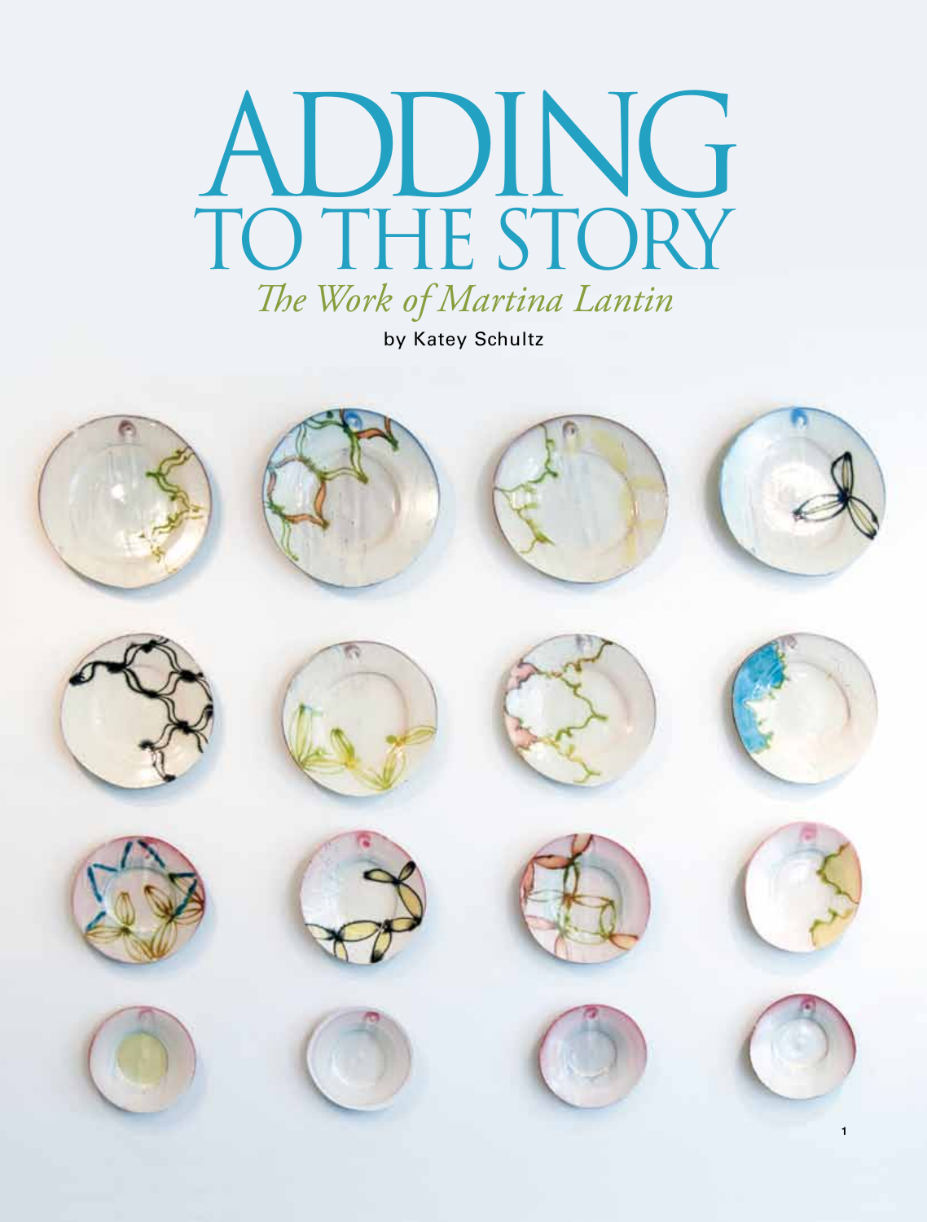# ADDING TO THE STORY

## *The Work of Martina Lantin*

by Katey Schultz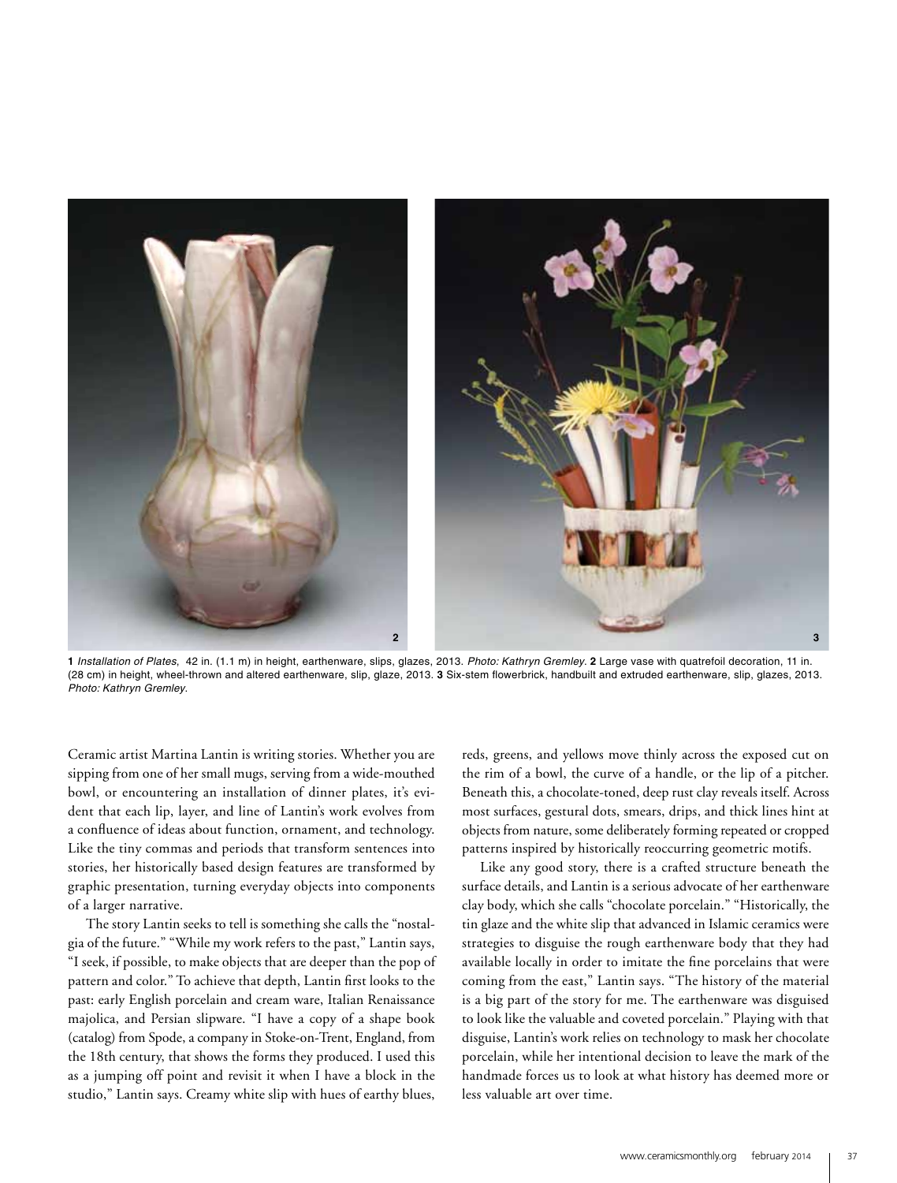**1** *Installation of Plates*, 42 in. (1.1 m) in height, earthenware, slips, glazes, 2013. *Photo: Kathryn Gremley.* **2** Large vase with quatrefoil decoration, 11 in. (28 cm) in height, wheel-thrown and altered earthenware, slip, glaze, 2013. **3** Six-stem flowerbrick, handbuilt and extruded earthenware, slip, glazes, 2013. *Photo: Kathryn Gremley.*

Ceramic artist Martina Lantin is writing stories. Whether you are sipping from one of her small mugs, serving from a wide-mouthed bowl, or encountering an installation of dinner plates, it's evident that each lip, layer, and line of Lantin's work evolves from a confluence of ideas about function, ornament, and technology. Like the tiny commas and periods that transform sentences into stories, her historically based design features are transformed by graphic presentation, turning everyday objects into components of a larger narrative.

The story Lantin seeks to tell is something she calls the "nostalgia of the future." "While my work refers to the past," Lantin says, "I seek, if possible, to make objects that are deeper than the pop of pattern and color." To achieve that depth, Lantin first looks to the past: early English porcelain and cream ware, Italian Renaissance majolica, and Persian slipware. "I have a copy of a shape book (catalog) from Spode, a company in Stoke-on-Trent, England, from the 18th century, that shows the forms they produced. I used this as a jumping off point and revisit it when I have a block in the studio," Lantin says. Creamy white slip with hues of earthy blues, reds, greens, and yellows move thinly across the exposed cut on the rim of a bowl, the curve of a handle, or the lip of a pitcher. Beneath this, a chocolate-toned, deep rust clay reveals itself. Across most surfaces, gestural dots, smears, drips, and thick lines hint at objects from nature, some deliberately forming repeated or cropped patterns inspired by historically reoccurring geometric motifs.

Like any good story, there is a crafted structure beneath the surface details, and Lantin is a serious advocate of her earthenware clay body, which she calls "chocolate porcelain." "Historically, the tin glaze and the white slip that advanced in Islamic ceramics were strategies to disguise the rough earthenware body that they had available locally in order to imitate the fine porcelains that were coming from the east," Lantin says. "The history of the material is a big part of the story for me. The earthenware was disguised to look like the valuable and coveted porcelain." Playing with that disguise, Lantin's work relies on technology to mask her chocolate porcelain, while her intentional decision to leave the mark of the handmade forces us to look at what history has deemed more or less valuable art over time.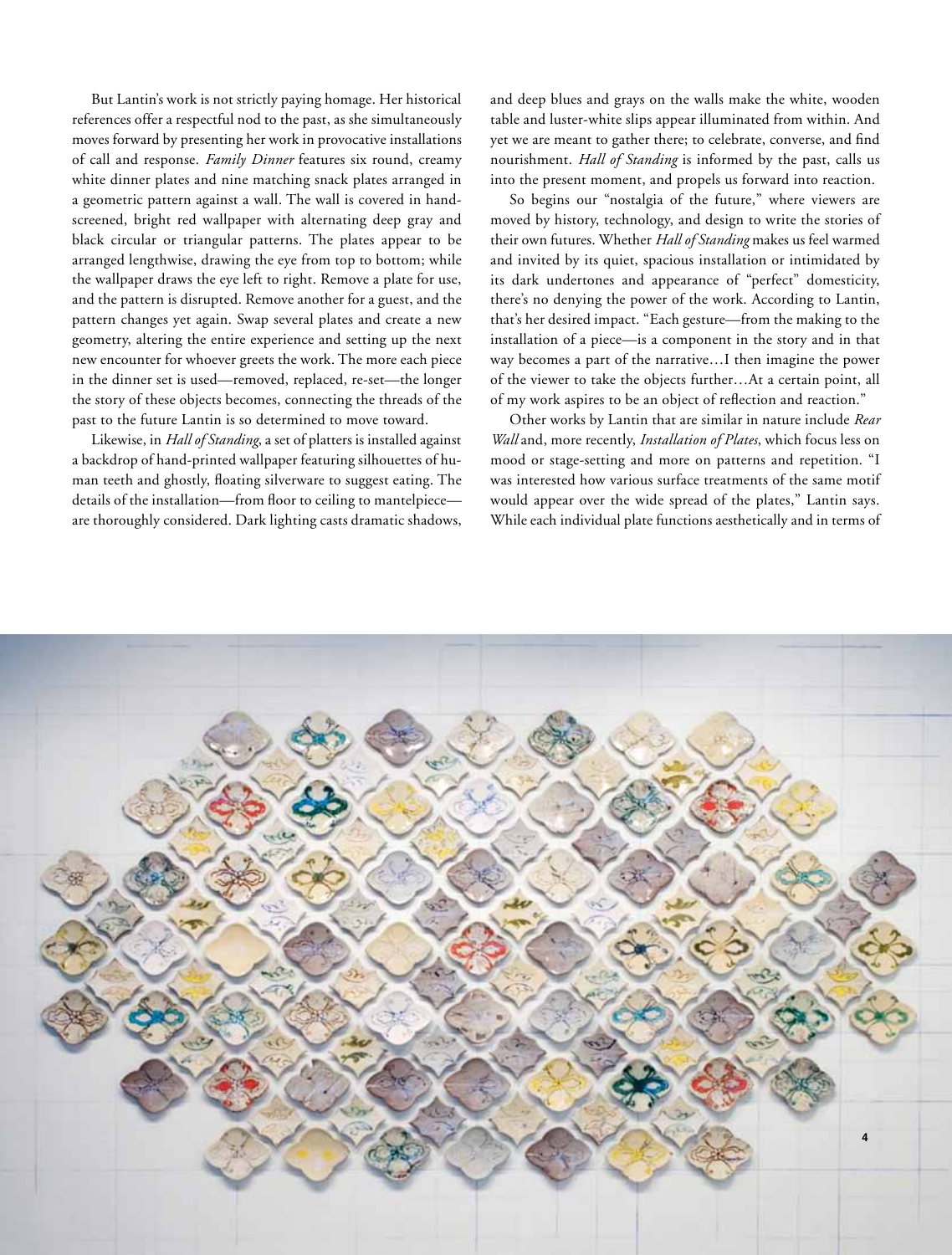But Lantin's work is not strictly paying homage. Her historical references offer a respectful nod to the past, as she simultaneously moves forward by presenting her work in provocative installations of call and response. *Family Dinner* features six round, creamy white dinner plates and nine matching snack plates arranged in a geometric pattern against a wall. The wall is covered in hand-screened, bright red wallpaper with alternating deep gray and black circular or triangular patterns. The plates appear to be arranged lengthwise, drawing the eye from top to bottom; while the wallpaper draws the eye left to right. Remove a plate for use, and the pattern is disrupted. Remove another for a guest, and the pattern changes yet again. Swap several plates and create a new geometry, altering the entire experience and setting up the next new encounter for whoever greets the work. The more each piece in the dinner set is used—removed, replaced, re-set—the longer the story of these objects becomes, connecting the threads of the past to the future Lantin is so determined to move toward.

Likewise, in *Hall of Standing*, a set of platters is installed against a backdrop of hand-printed wallpaper featuring silhouettes of human teeth and ghostly, floating silverware to suggest eating. The details of the installation—from floor to ceiling to mantelpiece—are thoroughly considered. Dark lighting casts dramatic shadows, and deep blues and grays on the walls make the white, wooden table and luster-white slips appear illuminated from within. And yet we are meant to gather there; to celebrate, converse, and find nourishment. *Hall of Standing* is informed by the past, calls us into the present moment, and propels us forward into reaction.

So begins our "nostalgia of the future," where viewers are moved by history, technology, and design to write the stories of their own futures. Whether *Hall of Standing* makes us feel warmed and invited by its quiet, spacious installation or intimidated by its dark undertones and appearance of "perfect" domesticity, there's no denying the power of the work. According to Lantin, that's her desired impact. "Each gesture—from the making to the installation of a piece—is a component in the story and in that way becomes a part of the narrative…I then imagine the power of the viewer to take the objects further…At a certain point, all of my work aspires to be an object of reflection and reaction."

Other works by Lantin that are similar in nature include *Rear Wall* and, more recently, *Installation of Plates*, which focus less on mood or stage-setting and more on patterns and repetition. "I was interested how various surface treatments of the same motif would appear over the wide spread of the plates," Lantin says. While each individual plate functions aesthetically and in terms of

4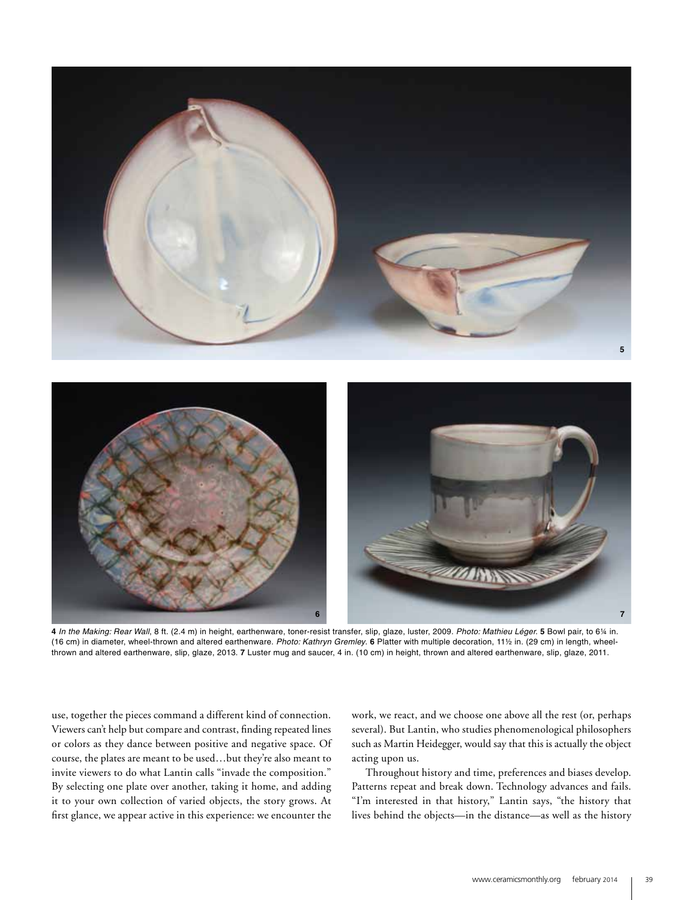**4** *In the Making: Rear Wall*, 8 ft. (2.4 m) in height, earthenware, toner-resist transfer, slip, glaze, luster, 2009. *Photo: Mathieu Léger.* **5** Bowl pair, to 6¼ in. (16 cm) in diameter, wheel-thrown and altered earthenware. *Photo: Kathryn Gremley.* **6** Platter with multiple decoration, 11½ in. (29 cm) in length, wheel-thrown and altered earthenware, slip, glaze, 2013. **7** Luster mug and saucer, 4 in. (10 cm) in height, thrown and altered earthenware, slip, glaze, 2011.

use, together the pieces command a different kind of connection. Viewers can't help but compare and contrast, finding repeated lines or colors as they dance between positive and negative space. Of course, the plates are meant to be used…but they're also meant to invite viewers to do what Lantin calls "invade the composition." By selecting one plate over another, taking it home, and adding it to your own collection of varied objects, the story grows. At first glance, we appear active in this experience: we encounter the work, we react, and we choose one above all the rest (or, perhaps several). But Lantin, who studies phenomenological philosophers such as Martin Heidegger, would say that this is actually the object acting upon us.

Throughout history and time, preferences and biases develop. Patterns repeat and break down. Technology advances and fails. "I'm interested in that history," Lantin says, "the history that lives behind the objects—in the distance—as well as the history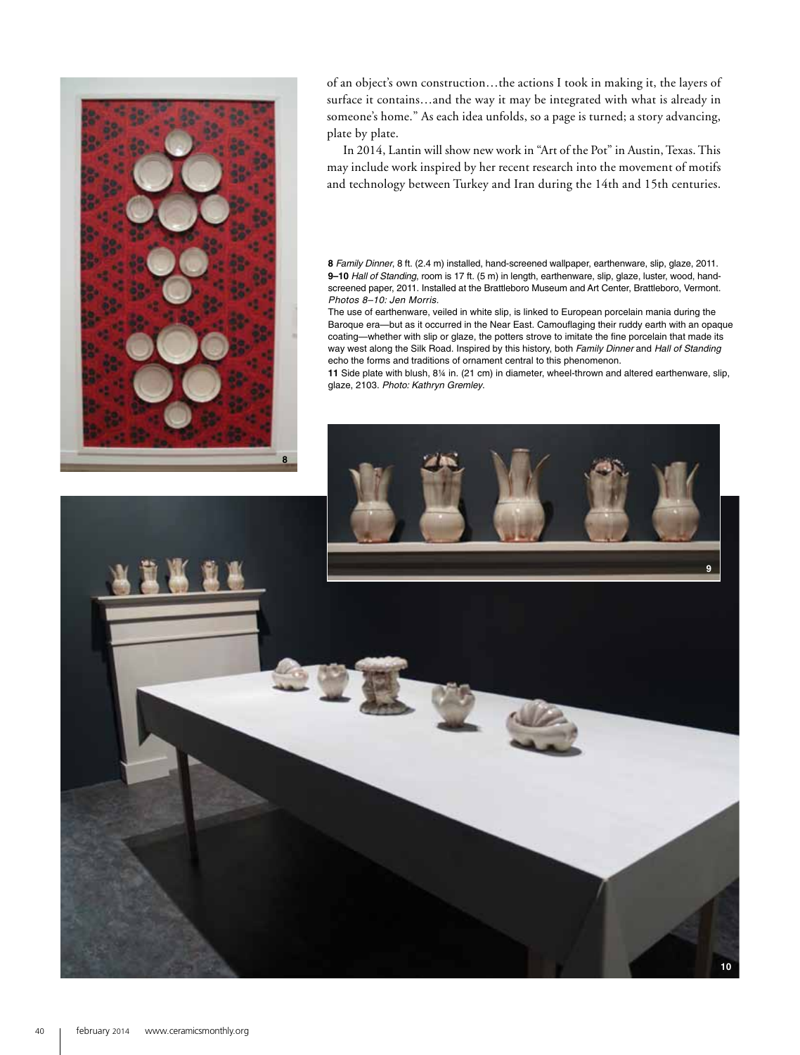of an object's own construction…the actions I took in making it, the layers of surface it contains…and the way it may be integrated with what is already in someone's home." As each idea unfolds, so a page is turned; a story advancing, plate by plate.

In 2014, Lantin will show new work in "Art of the Pot" in Austin, Texas. This may include work inspired by her recent research into the movement of motifs and technology between Turkey and Iran during the 14th and 15th centuries.

**8** *Family Dinner*, 8 ft. (2.4 m) installed, hand-screened wallpaper, earthenware, slip, glaze, 2011.
**9–10** *Hall of Standing*, room is 17 ft. (5 m) in length, earthenware, slip, glaze, luster, wood, hand-screened paper, 2011. Installed at the Brattleboro Museum and Art Center, Brattleboro, Vermont. *Photos 8–10: Jen Morris.*
The use of earthenware, veiled in white slip, is linked to European porcelain mania during the Baroque era—but as it occurred in the Near East. Camouflaging their ruddy earth with an opaque coating—whether with slip or glaze, the potters strove to imitate the fine porcelain that made its way west along the Silk Road. Inspired by this history, both *Family Dinner* and *Hall of Standing* echo the forms and traditions of ornament central to this phenomenon.
**11** Side plate with blush, 8¼ in. (21 cm) in diameter, wheel-thrown and altered earthenware, slip, glaze, 2103. *Photo: Kathryn Gremley.*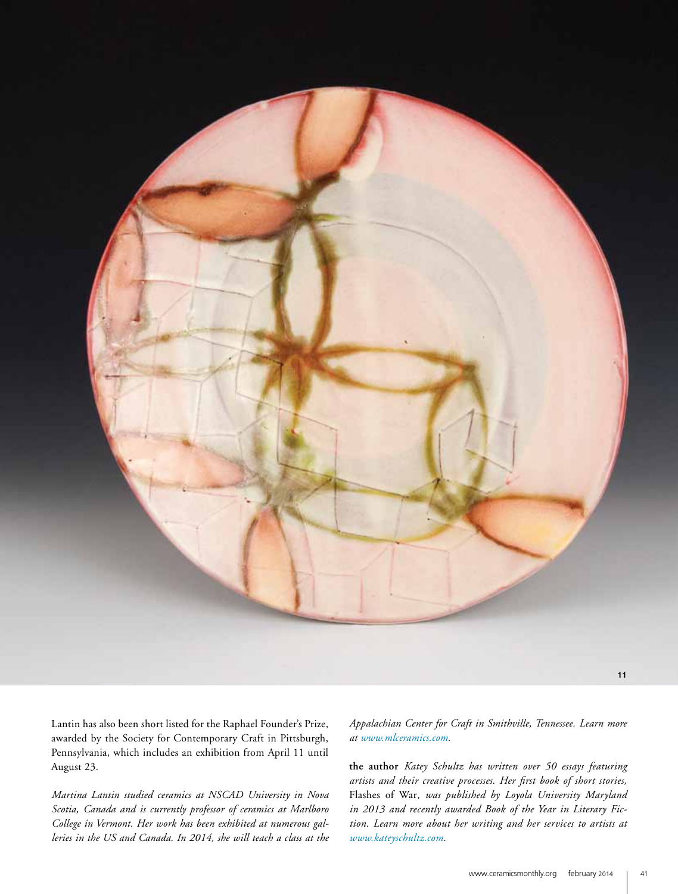11

Lantin has also been short listed for the Raphael Founder's Prize, awarded by the Society for Contemporary Craft in Pittsburgh, Pennsylvania, which includes an exhibition from April 11 until August 23.

*Martina Lantin studied ceramics at NSCAD University in Nova Scotia, Canada and is currently professor of ceramics at Marlboro College in Vermont. Her work has been exhibited at numerous galleries in the US and Canada. In 2014, she will teach a class at the Appalachian Center for Craft in Smithville, Tennessee. Learn more at www.mlceramics.com.*

**the author** *Katey Schultz has written over 50 essays featuring artists and their creative processes. Her first book of short stories,* Flashes of War*, was published by Loyola University Maryland in 2013 and recently awarded Book of the Year in Literary Fiction. Learn more about her writing and her services to artists at www.kateyschultz.com.*